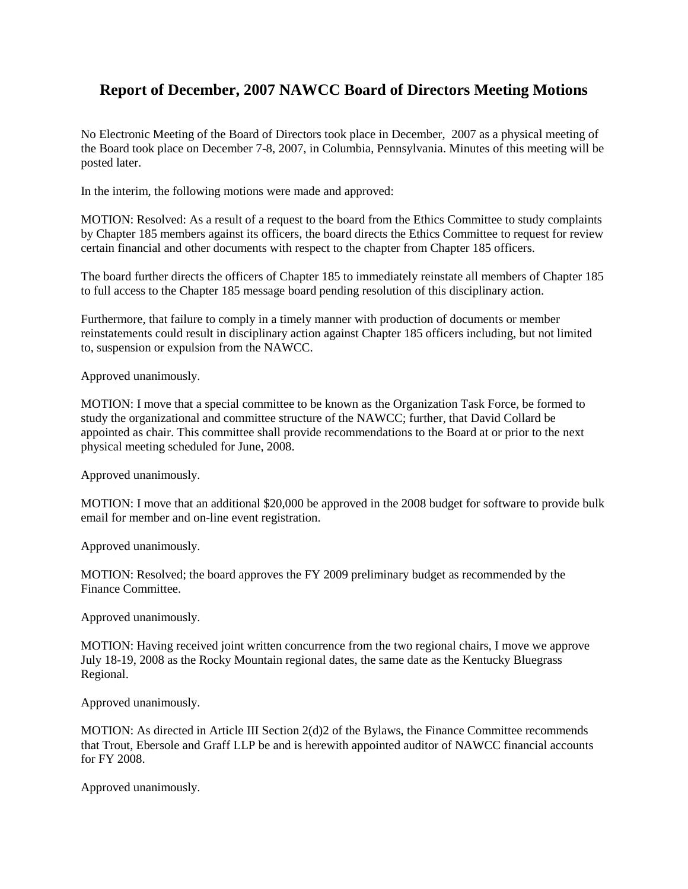# Report of December, 2007 NAWCC Board of Directors Meeting Motions

No Electronic Meeting of the Board of Directors took place in December, 2007 as a physical meeting of the Board took place on December 7-8, 2007, in Columbia, Pennsylvania. Minutes of this meeting will be posted later.

In the interim, the following motions were made and approved:

MOTION: Resolved: As a result of a request to the board from the Ethics Committee to study complaints by Chapter 185 members against its officers, the board directs the Ethics Committee to request for review certain financial and other documents with respect to the chapter from Chapter 185 officers.

The board further directs the officers of Chapter 185 to immediately reinstate all members of Chapter 185 to full access to the Chapter 185 message board pending resolution of this disciplinary action.

Furthermore, that failure to comply in a timely manner with production of documents or member reinstatements could result in disciplinary action against Chapter 185 officers including, but not limited to, suspension or expulsion from the NAWCC.

Approved unanimously.

MOTION: I move that a special committee to be known as the Organization Task Force, be formed to study the organizational and committee structure of the NAWCC; further, that David Collard be appointed as chair. This committee shall provide recommendations to the Board at or prior to the next physical meeting scheduled for June, 2008.

Approved unanimously.

MOTION: I move that an additional $20,000 be approved in the 2008 budget for software to provide bulk email for member and on-line event registration.

Approved unanimously.

MOTION: Resolved; the board approves the FY 2009 preliminary budget as recommended by the Finance Committee.

Approved unanimously.

MOTION: Having received joint written concurrence from the two regional chairs, I move we approve July 18-19, 2008 as the Rocky Mountain regional dates, the same date as the Kentucky Bluegrass Regional.

Approved unanimously.

MOTION: As directed in Article III Section 2(d)2 of the Bylaws, the Finance Committee recommends that Trout, Ebersole and Graff LLP be and is herewith appointed auditor of NAWCC financial accounts for FY 2008.

Approved unanimously.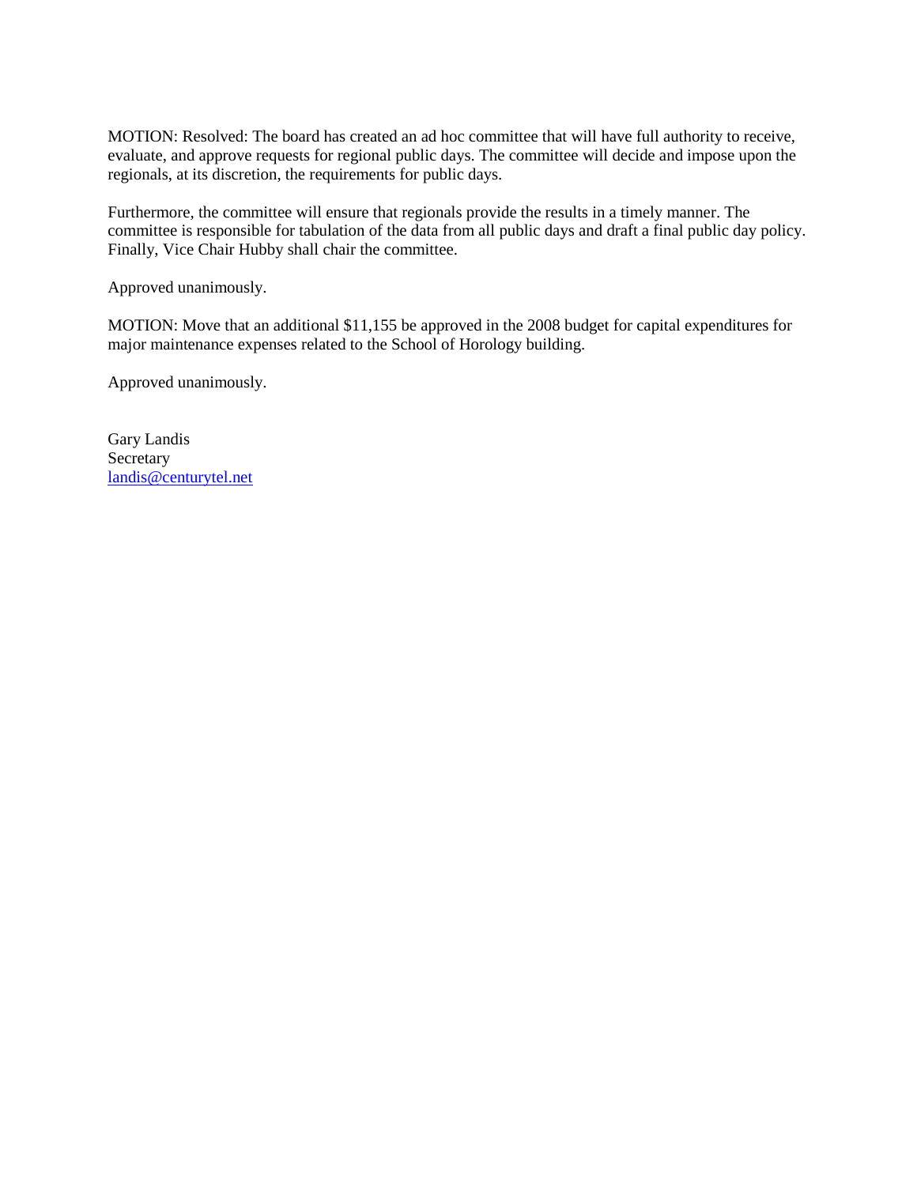MOTION: Resolved: The board has created an ad hoc committee that will have full authority to receive, evaluate, and approve requests for regional public days. The committee will decide and impose upon the regionals, at its discretion, the requirements for public days.

Furthermore, the committee will ensure that regionals provide the results in a timely manner. The committee is responsible for tabulation of the data from all public days and draft a final public day policy. Finally, Vice Chair Hubby shall chair the committee.

Approved unanimously.

MOTION: Move that an additional $11,155 be approved in the 2008 budget for capital expenditures for major maintenance expenses related to the School of Horology building.

Approved unanimously.

Gary Landis
Secretary
landis@centurytel.net